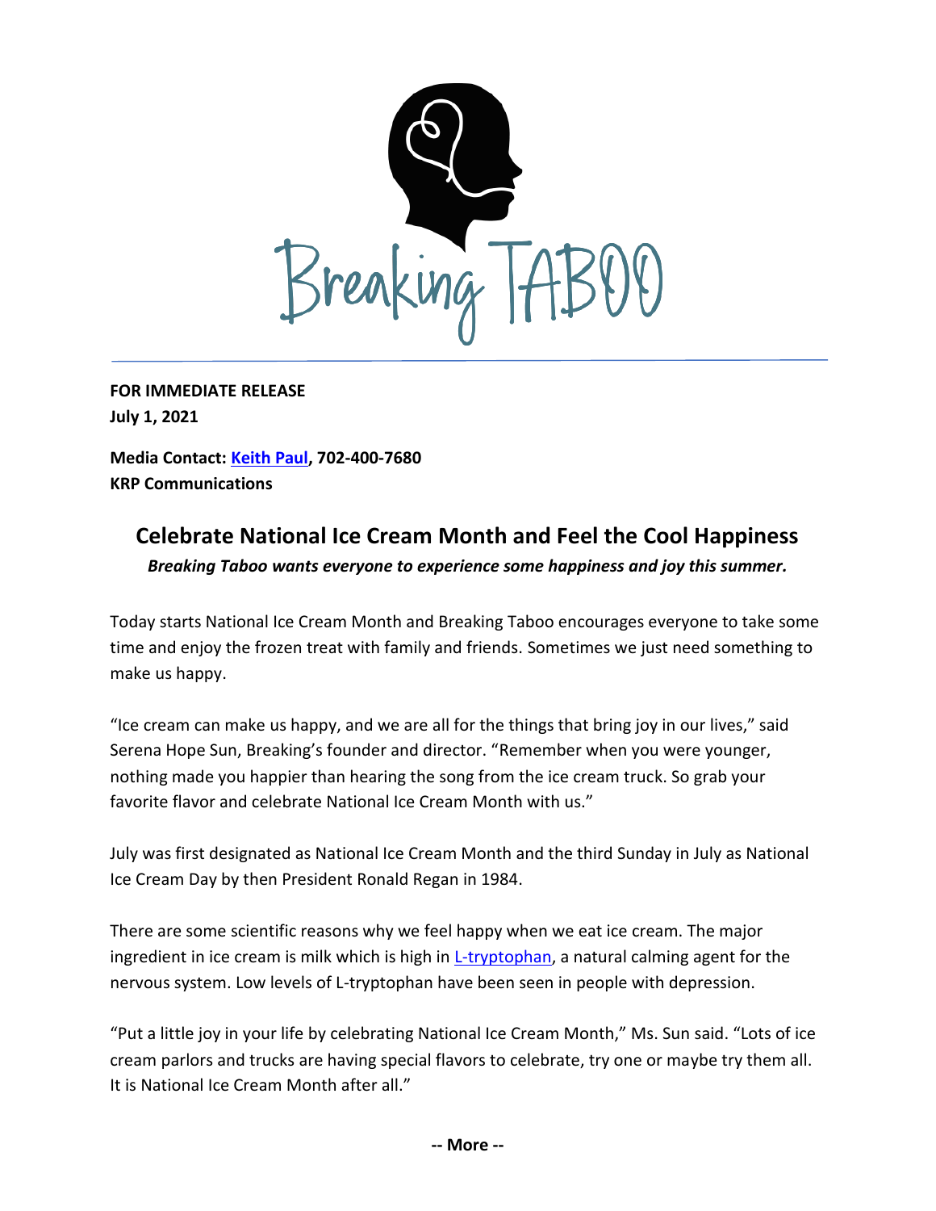Breaking TABOO

**FOR IMMEDIATE RELEASE**
**July 1, 2021**

**Media Contact: Keith Paul, 702-400-7680**
**KRP Communications**

## Celebrate National Ice Cream Month and Feel the Cool Happiness

***Breaking Taboo wants everyone to experience some happiness and joy this summer.***

Today starts National Ice Cream Month and Breaking Taboo encourages everyone to take some time and enjoy the frozen treat with family and friends. Sometimes we just need something to make us happy.

"Ice cream can make us happy, and we are all for the things that bring joy in our lives," said Serena Hope Sun, Breaking's founder and director. "Remember when you were younger, nothing made you happier than hearing the song from the ice cream truck. So grab your favorite flavor and celebrate National Ice Cream Month with us."

July was first designated as National Ice Cream Month and the third Sunday in July as National Ice Cream Day by then President Ronald Regan in 1984.

There are some scientific reasons why we feel happy when we eat ice cream. The major ingredient in ice cream is milk which is high in L-tryptophan, a natural calming agent for the nervous system. Low levels of L-tryptophan have been seen in people with depression.

"Put a little joy in your life by celebrating National Ice Cream Month," Ms. Sun said. "Lots of ice cream parlors and trucks are having special flavors to celebrate, try one or maybe try them all. It is National Ice Cream Month after all."

**-- More --**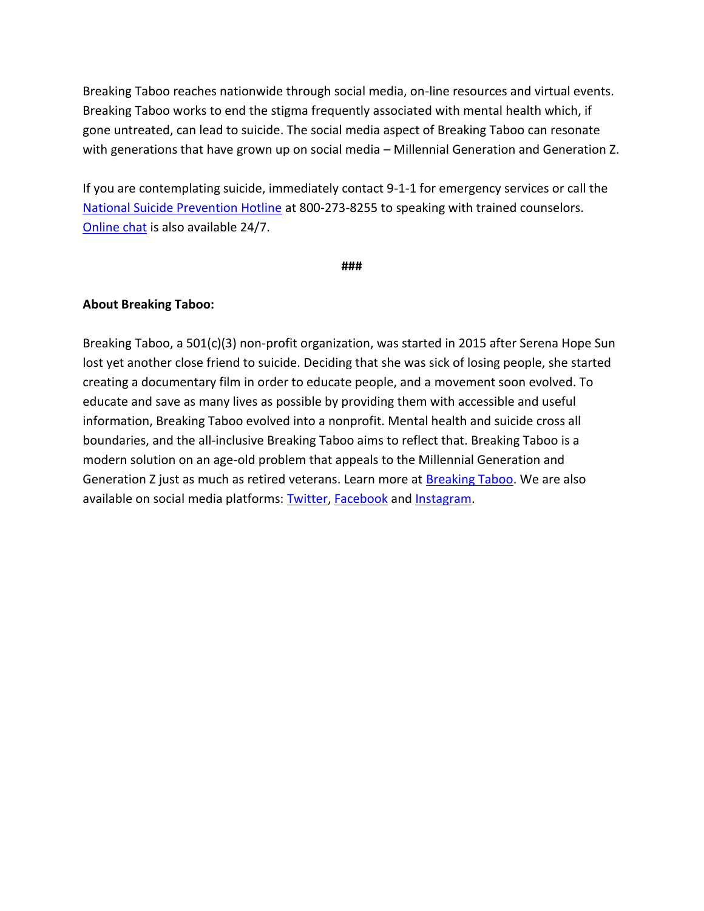Breaking Taboo reaches nationwide through social media, on-line resources and virtual events. Breaking Taboo works to end the stigma frequently associated with mental health which, if gone untreated, can lead to suicide. The social media aspect of Breaking Taboo can resonate with generations that have grown up on social media – Millennial Generation and Generation Z.

If you are contemplating suicide, immediately contact 9-1-1 for emergency services or call the National Suicide Prevention Hotline at 800-273-8255 to speaking with trained counselors. Online chat is also available 24/7.

###

**About Breaking Taboo:**

Breaking Taboo, a 501(c)(3) non-profit organization, was started in 2015 after Serena Hope Sun lost yet another close friend to suicide. Deciding that she was sick of losing people, she started creating a documentary film in order to educate people, and a movement soon evolved. To educate and save as many lives as possible by providing them with accessible and useful information, Breaking Taboo evolved into a nonprofit. Mental health and suicide cross all boundaries, and the all-inclusive Breaking Taboo aims to reflect that. Breaking Taboo is a modern solution on an age-old problem that appeals to the Millennial Generation and Generation Z just as much as retired veterans. Learn more at Breaking Taboo. We are also available on social media platforms: Twitter, Facebook and Instagram.